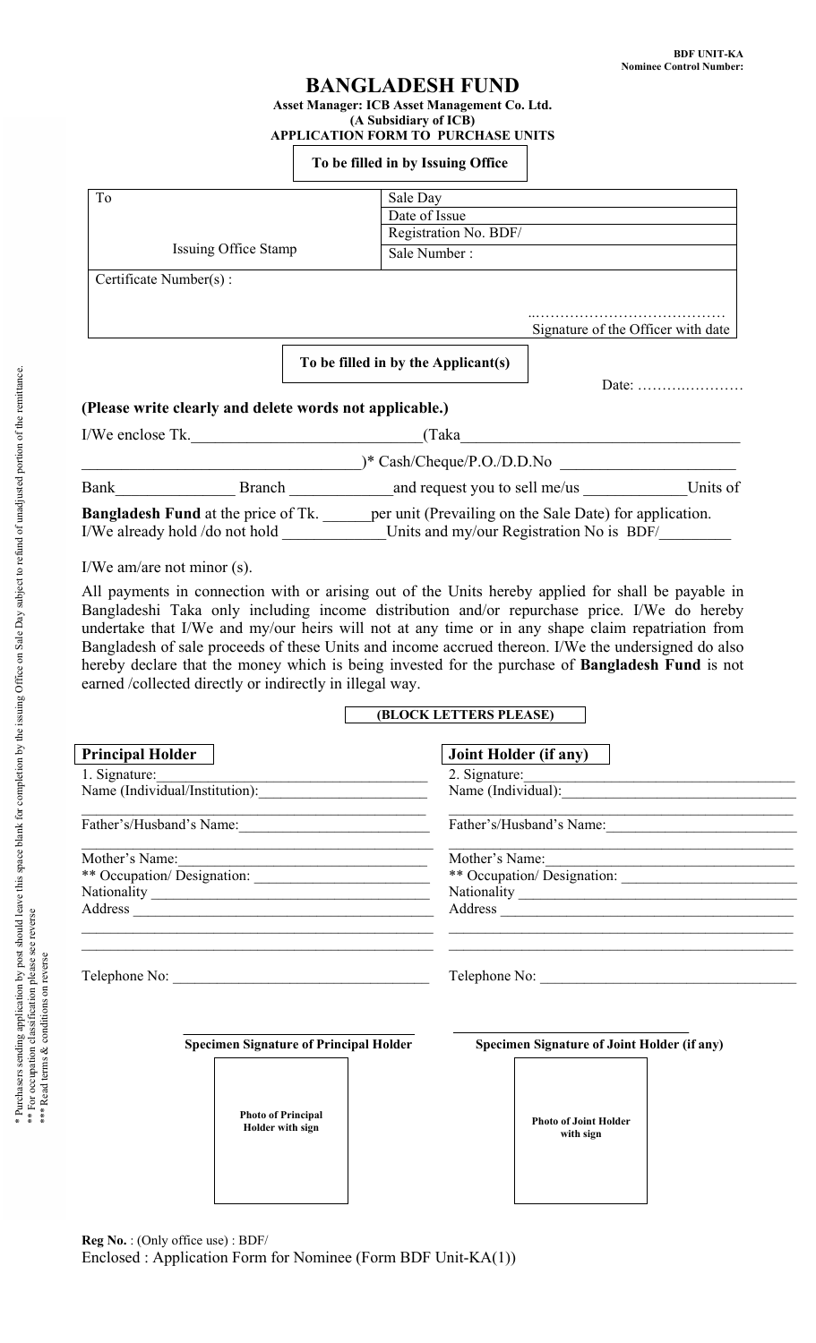**BDF UNIT-KA**
**Nominee Control Number:**

# BANGLADESH FUND

**Asset Manager: ICB Asset Management Co. Ltd.**
**(A Subsidiary of ICB)**
**APPLICATION FORM TO PURCHASE UNITS**

**To be filled in by Issuing Office**

| To | Sale Day |
|---|---|
| | Date of Issue |
| | Registration No. BDF/ |
| Issuing Office Stamp | Sale Number : |
| Certificate Number(s) : | |
| | ..................................... Signature of the Officer with date |

**To be filled in by the Applicant(s)**

Date: .....................

**(Please write clearly and delete words not applicable.)**

I/We enclose Tk.____________________________(Taka_________________________________

_________________________________)* Cash/Cheque/P.O./D.D.No _____________________

Bank______________ Branch _____________and request you to sell me/us _____________Units of

**Bangladesh Fund** at the price of Tk. ______per unit (Prevailing on the Sale Date) for application.
I/We already hold /do not hold _____________Units and my/our Registration No is BDF/_________

I/We am/are not minor (s).

All payments in connection with or arising out of the Units hereby applied for shall be payable in Bangladeshi Taka only including income distribution and/or repurchase price. I/We do hereby undertake that I/We and my/our heirs will not at any time or in any shape claim repatriation from Bangladesh of sale proceeds of these Units and income accrued thereon. I/We the undersigned do also hereby declare that the money which is being invested for the purchase of **Bangladesh Fund** is not earned /collected directly or indirectly in illegal way.

**(BLOCK LETTERS PLEASE)**

| **Principal Holder** | **Joint Holder (if any)** |
|---|---|
| 1. Signature:_______________________ | 2. Signature:_______________________ |
| Name (Individual/Institution):_______________________ | Name (Individual):_______________________ |
| Father's/Husband's Name:_______________________ | Father's/Husband's Name:_______________________ |
| Mother's Name:_______________________ | Mother's Name:_______________________ |
| ** Occupation/ Designation: _______________________ | ** Occupation/ Designation: _______________________ |
| Nationality _______________________ | Nationality _______________________ |
| Address _______________________ | Address _______________________ |
| Telephone No: _______________________ | Telephone No: _______________________ |
| **Specimen Signature of Principal Holder** | **Specimen Signature of Joint Holder (if any)** |
| **Photo of Principal Holder with sign** | **Photo of Joint Holder with sign** |

\* Purchasers sending application by post should leave this space blank for completion by the issuing Office on Sale Day subject to refund of unadjusted portion of the remittance.
\** For occupation classification please see reverse
\*** Read terms & conditions on reverse

**Reg No.** : (Only office use) : BDF/
Enclosed : Application Form for Nominee (Form BDF Unit-KA(1))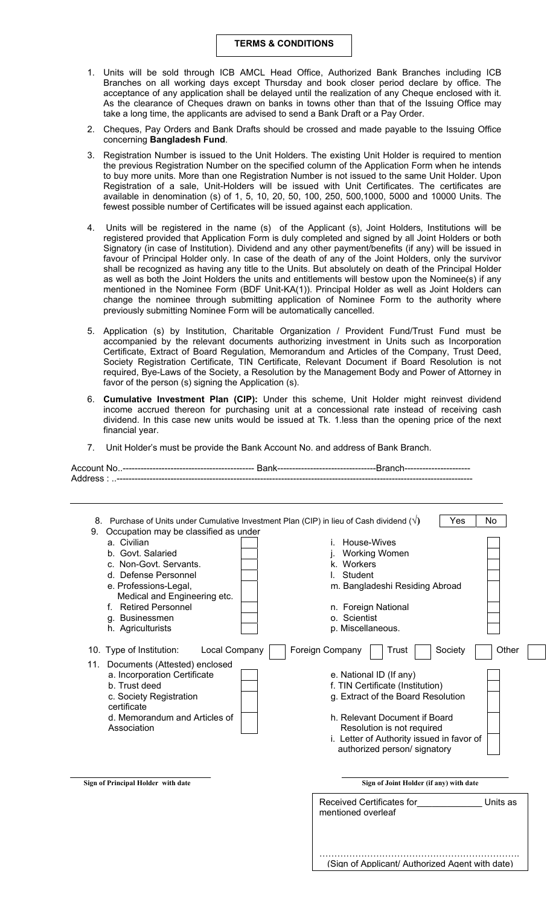## TERMS & CONDITIONS

1. Units will be sold through ICB AMCL Head Office, Authorized Bank Branches including ICB Branches on all working days except Thursday and book closer period declare by office. The acceptance of any application shall be delayed until the realization of any Cheque enclosed with it. As the clearance of Cheques drawn on banks in towns other than that of the Issuing Office may take a long time, the applicants are advised to send a Bank Draft or a Pay Order.

2. Cheques, Pay Orders and Bank Drafts should be crossed and made payable to the Issuing Office concerning **Bangladesh Fund**.

3. Registration Number is issued to the Unit Holders. The existing Unit Holder is required to mention the previous Registration Number on the specified column of the Application Form when he intends to buy more units. More than one Registration Number is not issued to the same Unit Holder. Upon Registration of a sale, Unit-Holders will be issued with Unit Certificates. The certificates are available in denomination (s) of 1, 5, 10, 20, 50, 100, 250, 500,1000, 5000 and 10000 Units. The fewest possible number of Certificates will be issued against each application.

4. Units will be registered in the name (s) of the Applicant (s), Joint Holders, Institutions will be registered provided that Application Form is duly completed and signed by all Joint Holders or both Signatory (in case of Institution). Dividend and any other payment/benefits (if any) will be issued in favour of Principal Holder only. In case of the death of any of the Joint Holders, only the survivor shall be recognized as having any title to the Units. But absolutely on death of the Principal Holder as well as both the Joint Holders the units and entitlements will bestow upon the Nominee(s) if any mentioned in the Nominee Form (BDF Unit-KA(1)). Principal Holder as well as Joint Holders can change the nominee through submitting application of Nominee Form to the authority where previously submitting Nominee Form will be automatically cancelled.

5. Application (s) by Institution, Charitable Organization / Provident Fund/Trust Fund must be accompanied by the relevant documents authorizing investment in Units such as Incorporation Certificate, Extract of Board Regulation, Memorandum and Articles of the Company, Trust Deed, Society Registration Certificate, TIN Certificate, Relevant Document if Board Resolution is not required, Bye-Laws of the Society, a Resolution by the Management Body and Power of Attorney in favor of the person (s) signing the Application (s).

6. **Cumulative Investment Plan (CIP):** Under this scheme, Unit Holder might reinvest dividend income accrued thereon for purchasing unit at a concessional rate instead of receiving cash dividend. In this case new units would be issued at Tk. 1.less than the opening price of the next financial year.

7. Unit Holder's must be provide the Bank Account No. and address of Bank Branch.

Account No..-------------------------------------------- Bank---------------------------------Branch----------------------
Address : ..-----------------------------------------------------------------------------------------------------------------

---

8. Purchase of Units under Cumulative Investment Plan (CIP) in lieu of Cash dividend (√) ☐ Yes ☐ No

9. Occupation may be classified as under

| | | | |
|---|---|---|---|
| a. Civilian | ☐ | i. House-Wives | ☐ |
| b. Govt. Salaried | ☐ | j. Working Women | ☐ |
| c. Non-Govt. Servants. | ☐ | k. Workers | ☐ |
| d. Defense Personnel | ☐ | l. Student | ☐ |
| e. Professions-Legal, Medical and Engineering etc. | ☐ | m. Bangladeshi Residing Abroad | ☐ |
| f. Retired Personnel | ☐ | n. Foreign National | ☐ |
| g. Businessmen | ☐ | o. Scientist | ☐ |
| h. Agriculturists | ☐ | p. Miscellaneous. | ☐ |

10. Type of Institution: Local Company ☐ Foreign Company ☐ Trust ☐ Society ☐ Other ☐

11. Documents (Attested) enclosed

| | | | |
|---|---|---|---|
| a. Incorporation Certificate | ☐ | e. National ID (If any) | ☐ |
| b. Trust deed | ☐ | f. TIN Certificate (Institution) | ☐ |
| c. Society Registration certificate | ☐ | g. Extract of the Board Resolution | ☐ |
| d. Memorandum and Articles of Association | ☐ | h. Relevant Document if Board Resolution is not required | ☐ |
| | | i. Letter of Authority issued in favor of authorized person/ signatory | ☐ |

**Sign of Principal Holder with date**

**Sign of Joint Holder (if any) with date**

Received Certificates for ______________ Units as mentioned overleaf

…………………………………………………………
(Sign of Applicant/ Authorized Agent with date)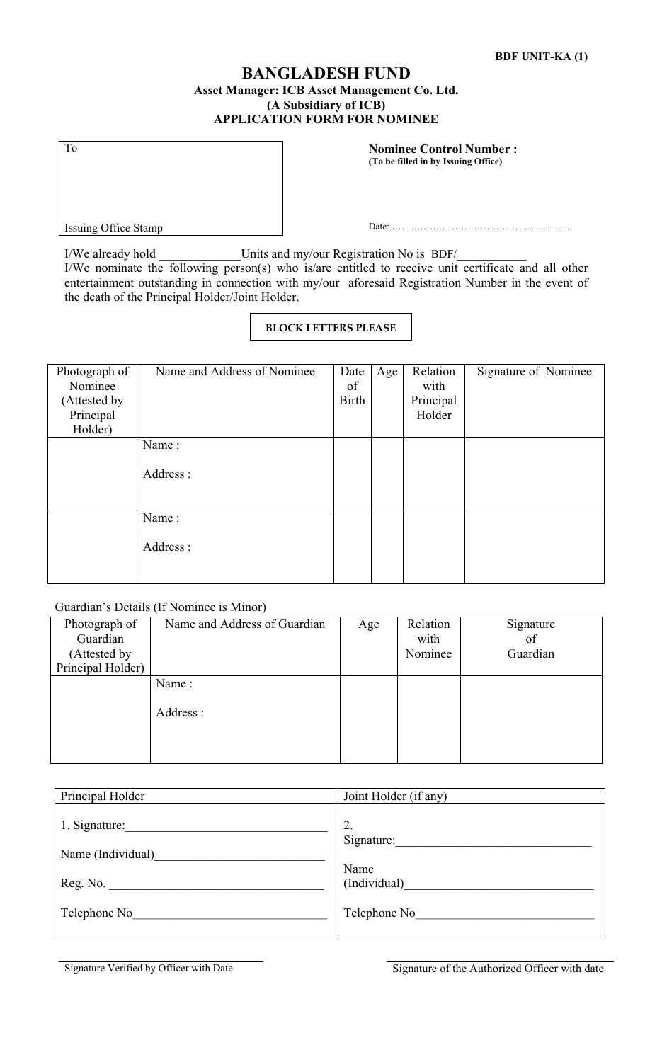BDF UNIT-KA (1)

# BANGLADESH FUND

**Asset Manager: ICB Asset Management Co. Ltd.**
**(A Subsidiary of ICB)**
**APPLICATION FORM FOR NOMINEE**

| To<br><br><br><br>Issuing Office Stamp | **Nominee Control Number :**<br>**(To be filled in by Issuing Office)**<br><br><br>Date: …………………………………….................. |
|---|---|

I/We already hold _____________Units and my/our Registration No is BDF/___________

I/We nominate the following person(s) who is/are entitled to receive unit certificate and all other entertainment outstanding in connection with my/our aforesaid Registration Number in the event of the death of the Principal Holder/Joint Holder.

**BLOCK LETTERS PLEASE**

| Photograph of Nominee (Attested by Principal Holder) | Name and Address of Nominee | Date of Birth | Age | Relation with Principal Holder | Signature of Nominee |
|---|---|---|---|---|---|
| | Name :<br><br>Address : | | | | |
| | Name :<br><br>Address : | | | | |

Guardian's Details (If Nominee is Minor)

| Photograph of Guardian (Attested by Principal Holder) | Name and Address of Guardian | Age | Relation with Nominee | Signature of Guardian |
|---|---|---|---|---|
| | Name :<br><br>Address : | | | |

| Principal Holder | Joint Holder (if any) |
|---|---|
| 1. Signature:______________________________ | 2. Signature:______________________________ |
| Name (Individual)__________________________ | Name (Individual)___________________________ |
| Reg. No. _________________________________ | |
| Telephone No______________________________ | Telephone No____________________________ |

Signature Verified by Officer with Date

Signature of the Authorized Officer with date